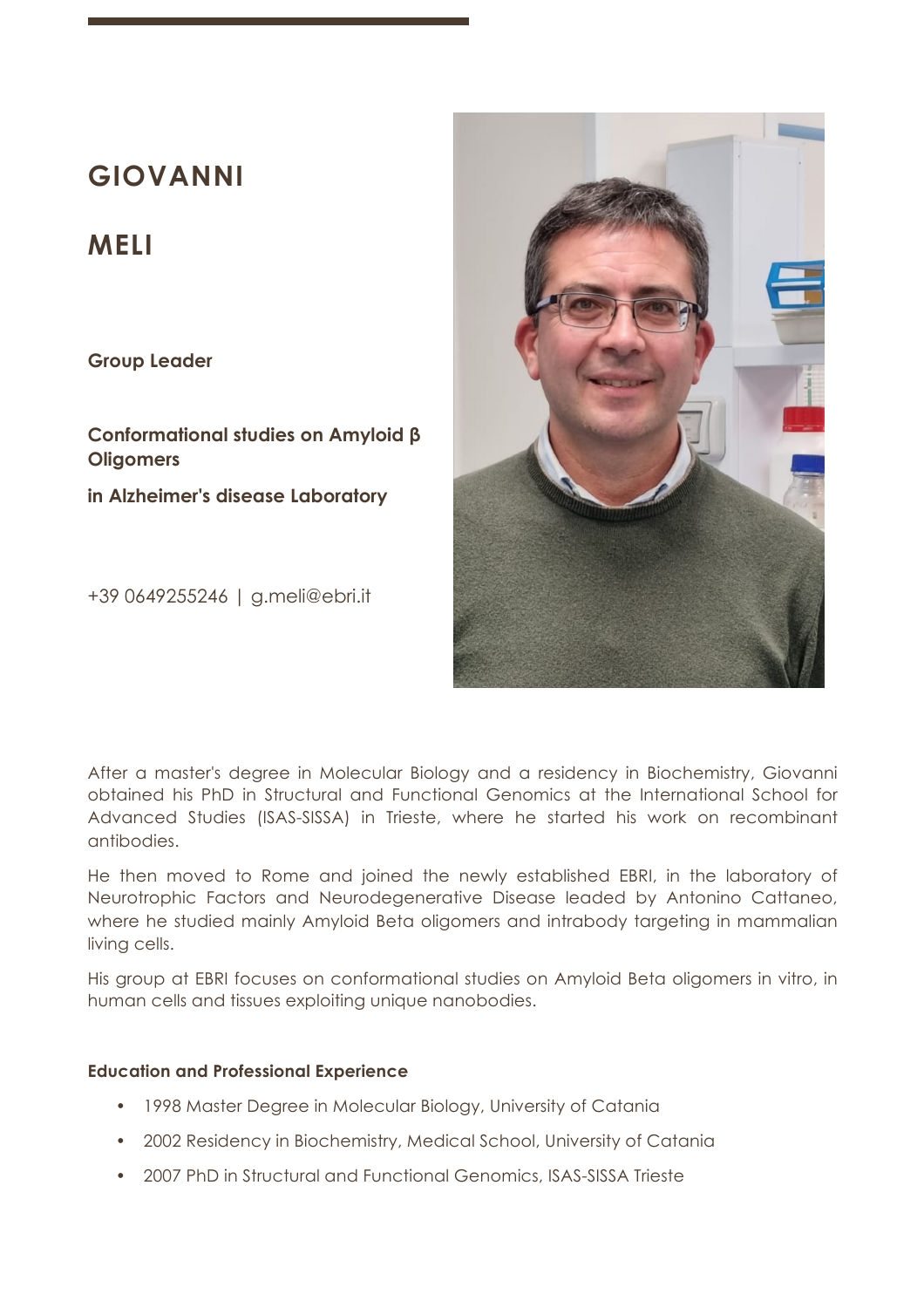# GIOVANNI

# MELI

**Group Leader**

**Conformational studies on Amyloid β Oligomers**

**in Alzheimer's disease Laboratory**

+39 0649255246 | g.meli@ebri.it

After a master's degree in Molecular Biology and a residency in Biochemistry, Giovanni obtained his PhD in Structural and Functional Genomics at the International School for Advanced Studies (ISAS-SISSA) in Trieste, where he started his work on recombinant antibodies.

He then moved to Rome and joined the newly established EBRI, in the laboratory of Neurotrophic Factors and Neurodegenerative Disease leaded by Antonino Cattaneo, where he studied mainly Amyloid Beta oligomers and intrabody targeting in mammalian living cells.

His group at EBRI focuses on conformational studies on Amyloid Beta oligomers in vitro, in human cells and tissues exploiting unique nanobodies.

**Education and Professional Experience**

- 1998 Master Degree in Molecular Biology, University of Catania
- 2002 Residency in Biochemistry, Medical School, University of Catania
- 2007 PhD in Structural and Functional Genomics, ISAS-SISSA Trieste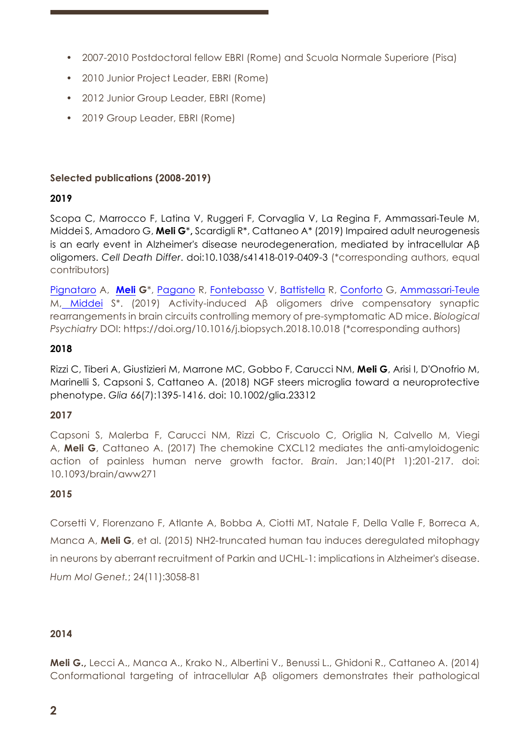- 2007-2010 Postdoctoral fellow EBRI (Rome) and Scuola Normale Superiore (Pisa)
- 2010 Junior Project Leader, EBRI (Rome)
- 2012 Junior Group Leader, EBRI (Rome)
- 2019 Group Leader, EBRI (Rome)

**Selected publications (2008-2019)**

**2019**

Scopa C, Marrocco F, Latina V, Ruggeri F, Corvaglia V, La Regina F, Ammassari-Teule M, Middei S, Amadoro G, **Meli G**\*, Scardigli R\*, Cattaneo A\* (2019) Impaired adult neurogenesis is an early event in Alzheimer's disease neurodegeneration, mediated by intracellular Aβ oligomers. *Cell Death Differ*. doi:10.1038/s41418-019-0409-3 (\*corresponding authors, equal contributors)

Pignataro A, **Meli G**\*, Pagano R, Fontebasso V, Battistella R, Conforto G, Ammassari-Teule M, Middei S\*. (2019) Activity-induced Aβ oligomers drive compensatory synaptic rearrangements in brain circuits controlling memory of pre-symptomatic AD mice. *Biological Psychiatry* DOI: https://doi.org/10.1016/j.biopsych.2018.10.018 (\*corresponding authors)

**2018**

Rizzi C, Tiberi A, Giustizieri M, Marrone MC, Gobbo F, Carucci NM, **Meli G**, Arisi I, D'Onofrio M, Marinelli S, Capsoni S, Cattaneo A. (2018) NGF steers microglia toward a neuroprotective phenotype. *Glia* 66(7):1395-1416. doi: 10.1002/glia.23312

**2017**

Capsoni S, Malerba F, Carucci NM, Rizzi C, Criscuolo C, Origlia N, Calvello M, Viegi A, **Meli G**, Cattaneo A. (2017) The chemokine CXCL12 mediates the anti-amyloidogenic action of painless human nerve growth factor. *Brain*. Jan;140(Pt 1):201-217. doi: 10.1093/brain/aww271

**2015**

Corsetti V, Florenzano F, Atlante A, Bobba A, Ciotti MT, Natale F, Della Valle F, Borreca A, Manca A, **Meli G**, et al. (2015) NH2-truncated human tau induces deregulated mitophagy in neurons by aberrant recruitment of Parkin and UCHL-1: implications in Alzheimer's disease. *Hum Mol Genet.*; 24(11):3058-81

**2014**

**Meli G.,** Lecci A., Manca A., Krako N., Albertini V., Benussi L., Ghidoni R., Cattaneo A. (2014) Conformational targeting of intracellular Aβ oligomers demonstrates their pathological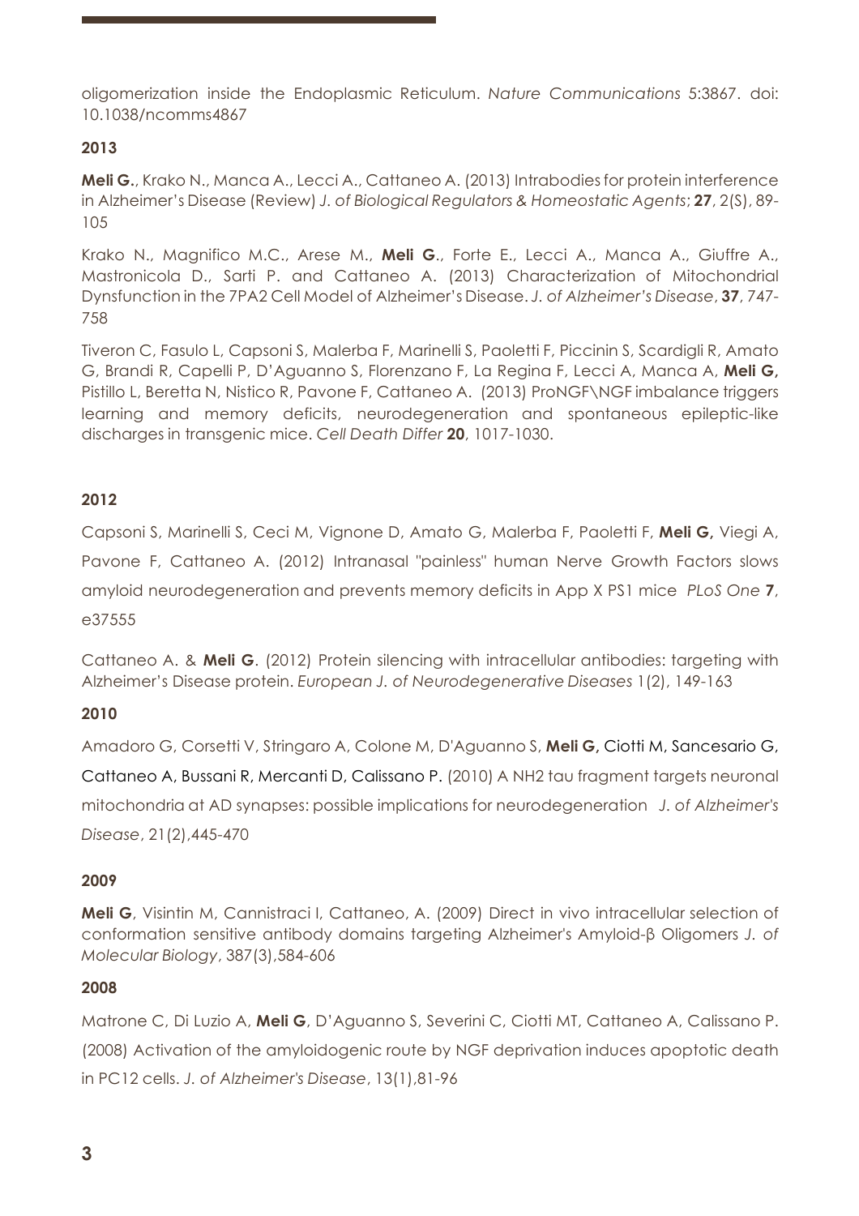oligomerization inside the Endoplasmic Reticulum. *Nature Communications* 5:3867. doi: 10.1038/ncomms4867

**2013**

**Meli G.**, Krako N., Manca A., Lecci A., Cattaneo A. (2013) Intrabodies for protein interference in Alzheimer's Disease (Review) *J. of Biological Regulators & Homeostatic Agents*; **27**, 2(S), 89-105

Krako N., Magnifico M.C., Arese M., **Meli G**., Forte E., Lecci A., Manca A., Giuffre A., Mastronicola D., Sarti P. and Cattaneo A. (2013) Characterization of Mitochondrial Dynsfunction in the 7PA2 Cell Model of Alzheimer's Disease. *J. of Alzheimer's Disease*, **37**, 747-758

Tiveron C, Fasulo L, Capsoni S, Malerba F, Marinelli S, Paoletti F, Piccinin S, Scardigli R, Amato G, Brandi R, Capelli P, D'Aguanno S, Florenzano F, La Regina F, Lecci A, Manca A, **Meli G,** Pistillo L, Beretta N, Nistico R, Pavone F, Cattaneo A. (2013) ProNGF\NGF imbalance triggers learning and memory deficits, neurodegeneration and spontaneous epileptic-like discharges in transgenic mice. *Cell Death Differ* **20**, 1017-1030.

**2012**

Capsoni S, Marinelli S, Ceci M, Vignone D, Amato G, Malerba F, Paoletti F, **Meli G,** Viegi A, Pavone F, Cattaneo A. (2012) Intranasal "painless" human Nerve Growth Factors slows amyloid neurodegeneration and prevents memory deficits in App X PS1 mice *PLoS One* **7**, e37555

Cattaneo A. & **Meli G**. (2012) Protein silencing with intracellular antibodies: targeting with Alzheimer's Disease protein. *European J. of Neurodegenerative Diseases* 1(2), 149-163

**2010**

Amadoro G, Corsetti V, Stringaro A, Colone M, D'Aguanno S, **Meli G,** Ciotti M, Sancesario G, Cattaneo A, Bussani R, Mercanti D, Calissano P. (2010) A NH2 tau fragment targets neuronal mitochondria at AD synapses: possible implications for neurodegeneration *J. of Alzheimer's Disease*, 21(2),445-470

**2009**

**Meli G**, Visintin M, Cannistraci I, Cattaneo, A. (2009) Direct in vivo intracellular selection of conformation sensitive antibody domains targeting Alzheimer's Amyloid-β Oligomers *J. of Molecular Biology*, 387(3),584-606

**2008**

Matrone C, Di Luzio A, **Meli G**, D'Aguanno S, Severini C, Ciotti MT, Cattaneo A, Calissano P. (2008) Activation of the amyloidogenic route by NGF deprivation induces apoptotic death in PC12 cells. *J. of Alzheimer's Disease*, 13(1),81-96